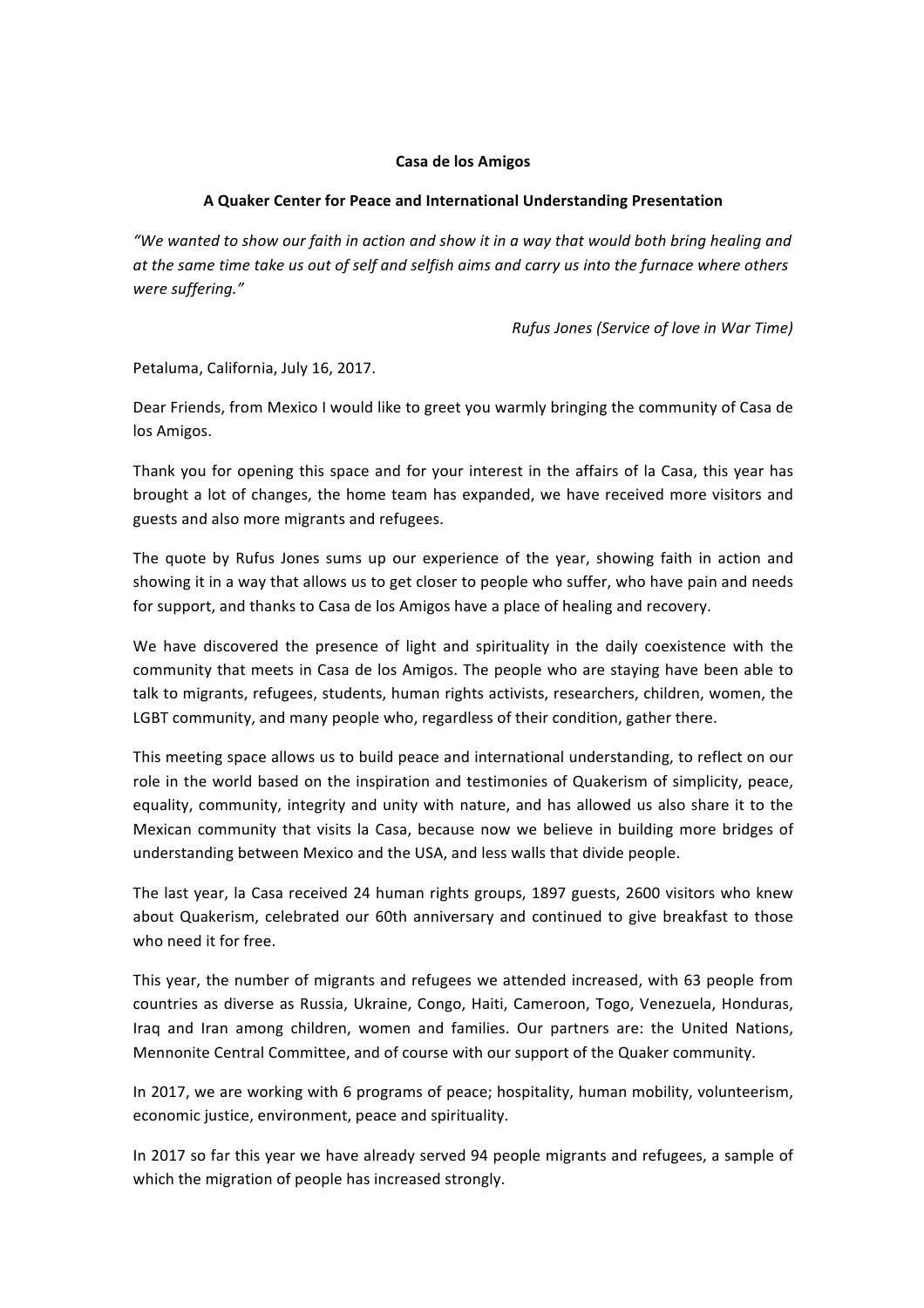**Casa de los Amigos**

**A Quaker Center for Peace and International Understanding Presentation**

*"We wanted to show our faith in action and show it in a way that would both bring healing and at the same time take us out of self and selfish aims and carry us into the furnace where others were suffering."*

*Rufus Jones (Service of love in War Time)*

Petaluma, California, July 16, 2017.

Dear Friends, from Mexico I would like to greet you warmly bringing the community of Casa de los Amigos.

Thank you for opening this space and for your interest in the affairs of la Casa, this year has brought a lot of changes, the home team has expanded, we have received more visitors and guests and also more migrants and refugees.

The quote by Rufus Jones sums up our experience of the year, showing faith in action and showing it in a way that allows us to get closer to people who suffer, who have pain and needs for support, and thanks to Casa de los Amigos have a place of healing and recovery.

We have discovered the presence of light and spirituality in the daily coexistence with the community that meets in Casa de los Amigos. The people who are staying have been able to talk to migrants, refugees, students, human rights activists, researchers, children, women, the LGBT community, and many people who, regardless of their condition, gather there.

This meeting space allows us to build peace and international understanding, to reflect on our role in the world based on the inspiration and testimonies of Quakerism of simplicity, peace, equality, community, integrity and unity with nature, and has allowed us also share it to the Mexican community that visits la Casa, because now we believe in building more bridges of understanding between Mexico and the USA, and less walls that divide people.

The last year, la Casa received 24 human rights groups, 1897 guests, 2600 visitors who knew about Quakerism, celebrated our 60th anniversary and continued to give breakfast to those who need it for free.

This year, the number of migrants and refugees we attended increased, with 63 people from countries as diverse as Russia, Ukraine, Congo, Haiti, Cameroon, Togo, Venezuela, Honduras, Iraq and Iran among children, women and families. Our partners are: the United Nations, Mennonite Central Committee, and of course with our support of the Quaker community.

In 2017, we are working with 6 programs of peace; hospitality, human mobility, volunteerism, economic justice, environment, peace and spirituality.

In 2017 so far this year we have already served 94 people migrants and refugees, a sample of which the migration of people has increased strongly.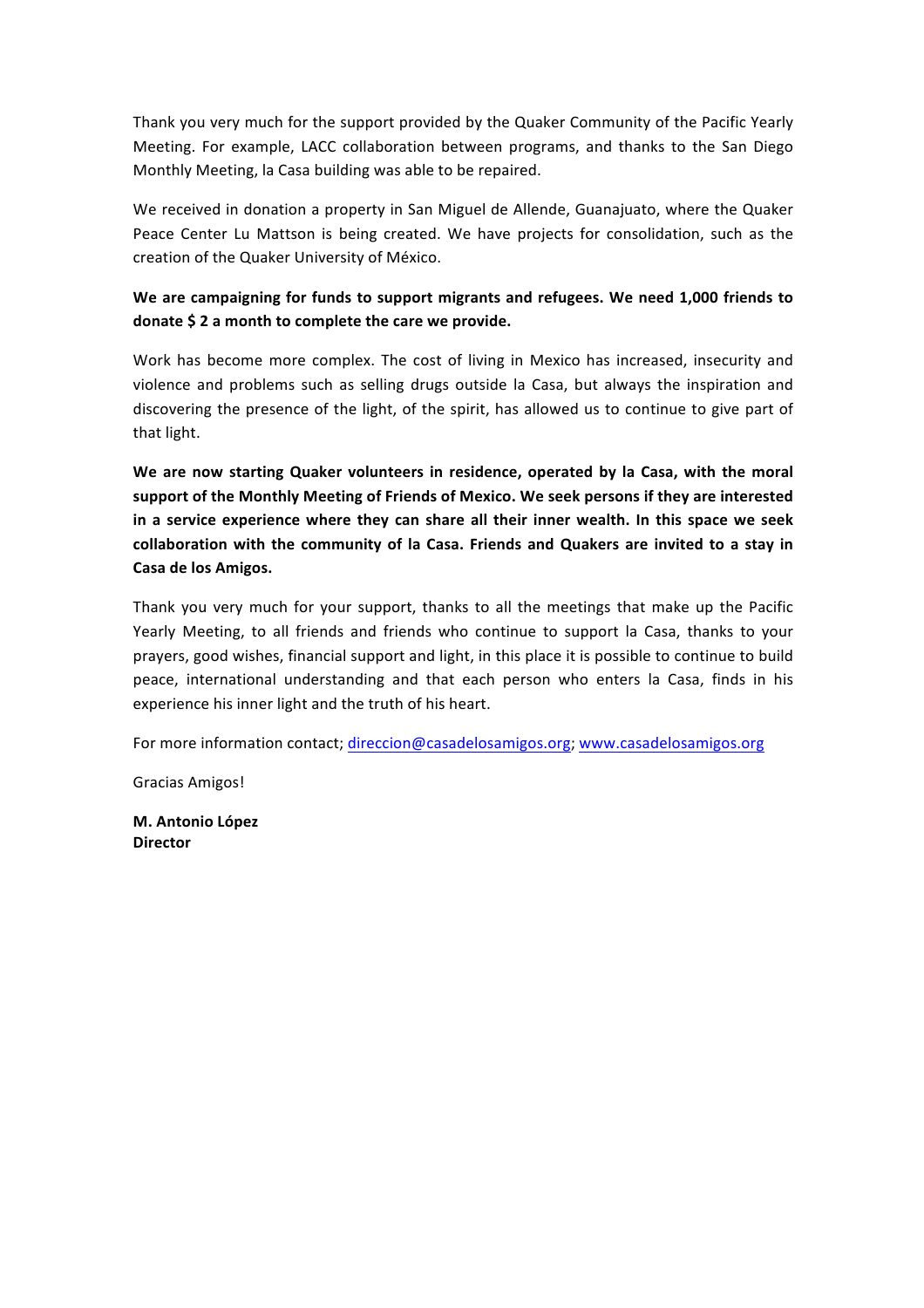Thank you very much for the support provided by the Quaker Community of the Pacific Yearly Meeting. For example, LACC collaboration between programs, and thanks to the San Diego Monthly Meeting, la Casa building was able to be repaired.

We received in donation a property in San Miguel de Allende, Guanajuato, where the Quaker Peace Center Lu Mattson is being created. We have projects for consolidation, such as the creation of the Quaker University of México.

**We are campaigning for funds to support migrants and refugees. We need 1,000 friends to donate $ 2 a month to complete the care we provide.**

Work has become more complex. The cost of living in Mexico has increased, insecurity and violence and problems such as selling drugs outside la Casa, but always the inspiration and discovering the presence of the light, of the spirit, has allowed us to continue to give part of that light.

**We are now starting Quaker volunteers in residence, operated by la Casa, with the moral support of the Monthly Meeting of Friends of Mexico. We seek persons if they are interested in a service experience where they can share all their inner wealth. In this space we seek collaboration with the community of la Casa. Friends and Quakers are invited to a stay in Casa de los Amigos.**

Thank you very much for your support, thanks to all the meetings that make up the Pacific Yearly Meeting, to all friends and friends who continue to support la Casa, thanks to your prayers, good wishes, financial support and light, in this place it is possible to continue to build peace, international understanding and that each person who enters la Casa, finds in his experience his inner light and the truth of his heart.

For more information contact; direccion@casadelosamigos.org; www.casadelosamigos.org

Gracias Amigos!

**M. Antonio López**
**Director**